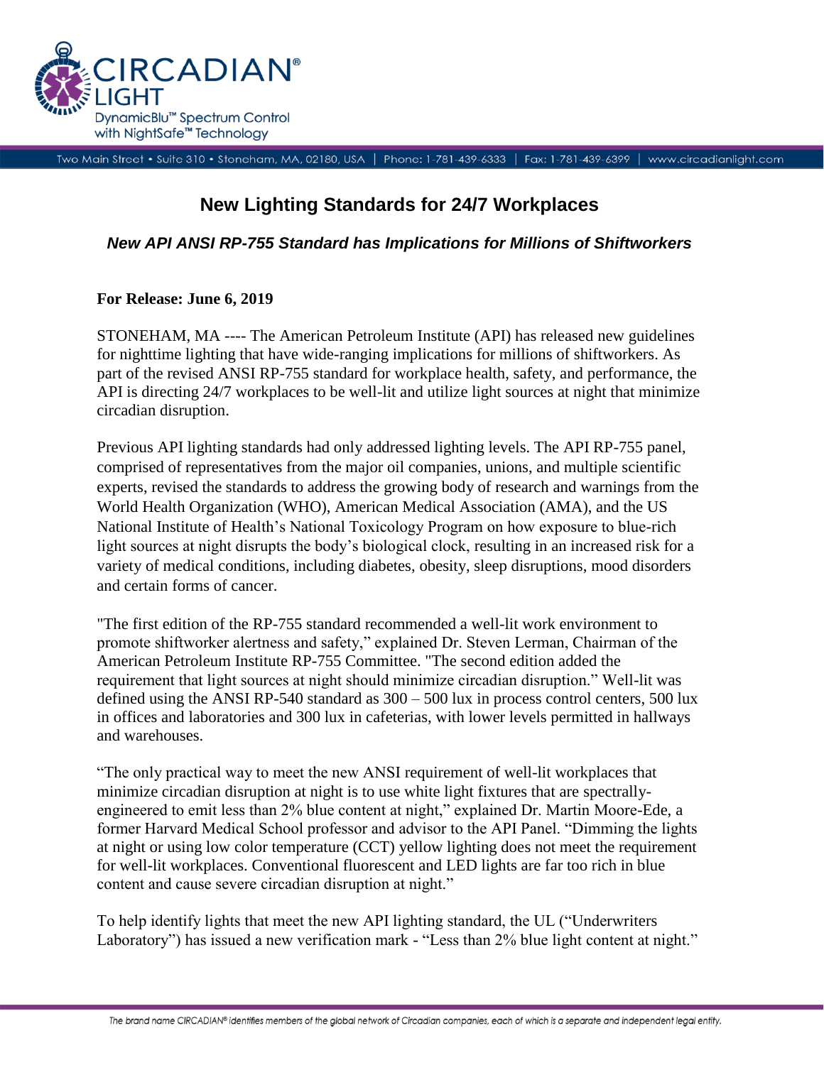CIRCADIAN®
LIGHT
DynamicBlu™ Spectrum Control
with NightSafe™ Technology

Two Main Street • Suite 310 • Stoneham, MA, 02180, USA | Phone: 1-781-439-6333 | Fax: 1-781-439-6399 | www.circadianlight.com

# New Lighting Standards for 24/7 Workplaces

## *New API ANSI RP-755 Standard has Implications for Millions of Shiftworkers*

**For Release: June 6, 2019**

STONEHAM, MA ---- The American Petroleum Institute (API) has released new guidelines for nighttime lighting that have wide-ranging implications for millions of shiftworkers. As part of the revised ANSI RP-755 standard for workplace health, safety, and performance, the API is directing 24/7 workplaces to be well-lit and utilize light sources at night that minimize circadian disruption.

Previous API lighting standards had only addressed lighting levels. The API RP-755 panel, comprised of representatives from the major oil companies, unions, and multiple scientific experts, revised the standards to address the growing body of research and warnings from the World Health Organization (WHO), American Medical Association (AMA), and the US National Institute of Health's National Toxicology Program on how exposure to blue-rich light sources at night disrupts the body's biological clock, resulting in an increased risk for a variety of medical conditions, including diabetes, obesity, sleep disruptions, mood disorders and certain forms of cancer.

"The first edition of the RP-755 standard recommended a well-lit work environment to promote shiftworker alertness and safety," explained Dr. Steven Lerman, Chairman of the American Petroleum Institute RP-755 Committee. "The second edition added the requirement that light sources at night should minimize circadian disruption." Well-lit was defined using the ANSI RP-540 standard as 300 – 500 lux in process control centers, 500 lux in offices and laboratories and 300 lux in cafeterias, with lower levels permitted in hallways and warehouses.

"The only practical way to meet the new ANSI requirement of well-lit workplaces that minimize circadian disruption at night is to use white light fixtures that are spectrally-engineered to emit less than 2% blue content at night," explained Dr. Martin Moore-Ede, a former Harvard Medical School professor and advisor to the API Panel. "Dimming the lights at night or using low color temperature (CCT) yellow lighting does not meet the requirement for well-lit workplaces. Conventional fluorescent and LED lights are far too rich in blue content and cause severe circadian disruption at night."

To help identify lights that meet the new API lighting standard, the UL ("Underwriters Laboratory") has issued a new verification mark - "Less than 2% blue light content at night."

The brand name CIRCADIAN® identifies members of the global network of Circadian companies, each of which is a separate and independent legal entity.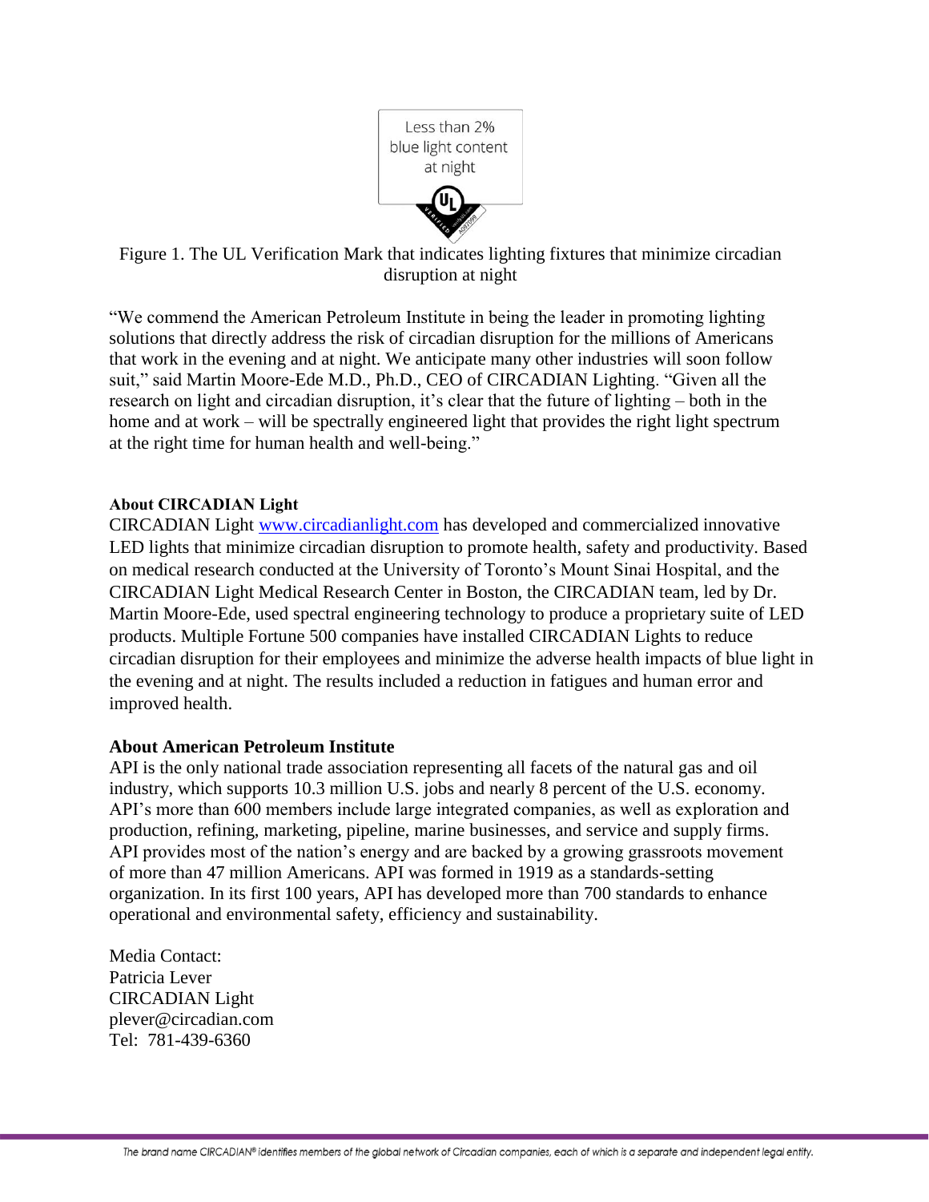Less than 2%
blue light content
at night

Figure 1. The UL Verification Mark that indicates lighting fixtures that minimize circadian disruption at night

"We commend the American Petroleum Institute in being the leader in promoting lighting solutions that directly address the risk of circadian disruption for the millions of Americans that work in the evening and at night. We anticipate many other industries will soon follow suit," said Martin Moore-Ede M.D., Ph.D., CEO of CIRCADIAN Lighting. "Given all the research on light and circadian disruption, it's clear that the future of lighting – both in the home and at work – will be spectrally engineered light that provides the right light spectrum at the right time for human health and well-being."

**About CIRCADIAN Light**

CIRCADIAN Light [www.circadianlight.com](http://www.circadianlight.com) has developed and commercialized innovative LED lights that minimize circadian disruption to promote health, safety and productivity. Based on medical research conducted at the University of Toronto's Mount Sinai Hospital, and the CIRCADIAN Light Medical Research Center in Boston, the CIRCADIAN team, led by Dr. Martin Moore-Ede, used spectral engineering technology to produce a proprietary suite of LED products. Multiple Fortune 500 companies have installed CIRCADIAN Lights to reduce circadian disruption for their employees and minimize the adverse health impacts of blue light in the evening and at night. The results included a reduction in fatigues and human error and improved health.

**About American Petroleum Institute**

API is the only national trade association representing all facets of the natural gas and oil industry, which supports 10.3 million U.S. jobs and nearly 8 percent of the U.S. economy. API's more than 600 members include large integrated companies, as well as exploration and production, refining, marketing, pipeline, marine businesses, and service and supply firms. API provides most of the nation's energy and are backed by a growing grassroots movement of more than 47 million Americans. API was formed in 1919 as a standards-setting organization. In its first 100 years, API has developed more than 700 standards to enhance operational and environmental safety, efficiency and sustainability.

Media Contact:
Patricia Lever
CIRCADIAN Light
plever@circadian.com
Tel: 781-439-6360

*The brand name CIRCADIAN® identifies members of the global network of Circadian companies, each of which is a separate and independent legal entity.*